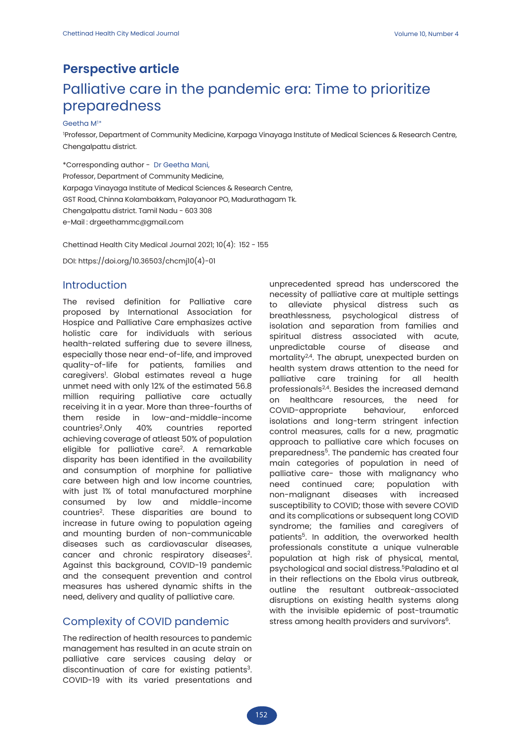## Perspective article

# Palliative care in the pandemic era: Time to prioritize preparedness

Geetha M[1*]

[1]Professor, Department of Community Medicine, Karpaga Vinayaga Institute of Medical Sciences & Research Centre, Chengalpattu district.

*Corresponding author - Dr Geetha Mani,
Professor, Department of Community Medicine,
Karpaga Vinayaga Institute of Medical Sciences & Research Centre,
GST Road, Chinna Kolambakkam, Palayanoor PO, Madurathagam Tk.
Chengalpattu district. Tamil Nadu - 603 308
e-Mail : drgeethammc@gmail.com

Chettinad Health City Medical Journal 2021; 10(4): 152 - 155

DOI: https://doi.org/10.36503/chcmj10(4)-01

## Introduction

The revised definition for Palliative care proposed by International Association for Hospice and Palliative Care emphasizes active holistic care for individuals with serious health-related suffering due to severe illness, especially those near end-of-life, and improved quality-of-life for patients, families and caregivers[1]. Global estimates reveal a huge unmet need with only 12% of the estimated 56.8 million requiring palliative care actually receiving it in a year. More than three-fourths of them reside in low-and-middle-income countries[2].Only 40% countries reported achieving coverage of atleast 50% of population eligible for palliative care[2]. A remarkable disparity has been identified in the availability and consumption of morphine for palliative care between high and low income countries, with just 1% of total manufactured morphine consumed by low and middle-income countries[2]. These disparities are bound to increase in future owing to population ageing and mounting burden of non-communicable diseases such as cardiovascular diseases, cancer and chronic respiratory diseases[2]. Against this background, COVID-19 pandemic and the consequent prevention and control measures has ushered dynamic shifts in the need, delivery and quality of palliative care.

## Complexity of COVID pandemic

The redirection of health resources to pandemic management has resulted in an acute strain on palliative care services causing delay or discontinuation of care for existing patients[3]. COVID-19 with its varied presentations and unprecedented spread has underscored the necessity of palliative care at multiple settings to alleviate physical distress such as breathlessness, psychological distress of isolation and separation from families and spiritual distress associated with acute, unpredictable course of disease and mortality[2,4]. The abrupt, unexpected burden on health system draws attention to the need for palliative care training for all health professionals[2,4]. Besides the increased demand on healthcare resources, the need for COVID-appropriate behaviour, enforced isolations and long-term stringent infection control measures, calls for a new, pragmatic approach to palliative care which focuses on preparedness[5]. The pandemic has created four main categories of population in need of palliative care- those with malignancy who need continued care; population with non-malignant diseases with increased susceptibility to COVID; those with severe COVID and its complications or subsequent long COVID syndrome; the families and caregivers of patients[5]. In addition, the overworked health professionals constitute a unique vulnerable population at high risk of physical, mental, psychological and social distress.[5]Paladino et al in their reflections on the Ebola virus outbreak, outline the resultant outbreak-associated disruptions on existing health systems along with the invisible epidemic of post-traumatic stress among health providers and survivors[6].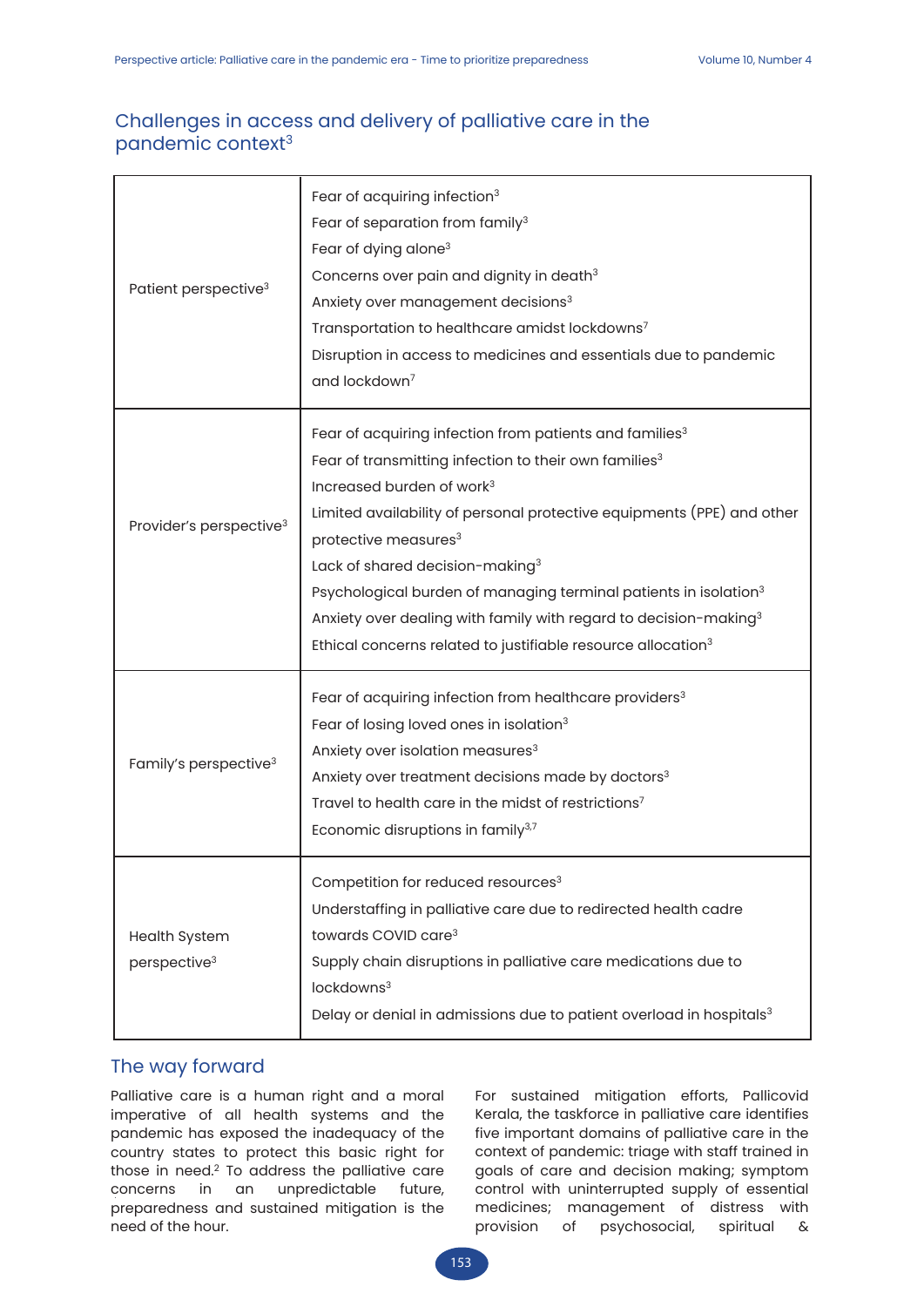## Challenges in access and delivery of palliative care in the pandemic context[3]

| | |
|---|---|
| Patient perspective[3] | Fear of acquiring infection[3]<br>Fear of separation from family[3]<br>Fear of dying alone[3]<br>Concerns over pain and dignity in death[3]<br>Anxiety over management decisions[3]<br>Transportation to healthcare amidst lockdowns[7]<br>Disruption in access to medicines and essentials due to pandemic and lockdown[7] |
| Provider's perspective[3] | Fear of acquiring infection from patients and families[3]<br>Fear of transmitting infection to their own families[3]<br>Increased burden of work[3]<br>Limited availability of personal protective equipments (PPE) and other protective measures[3]<br>Lack of shared decision-making[3]<br>Psychological burden of managing terminal patients in isolation[3]<br>Anxiety over dealing with family with regard to decision-making[3]<br>Ethical concerns related to justifiable resource allocation[3] |
| Family's perspective[3] | Fear of acquiring infection from healthcare providers[3]<br>Fear of losing loved ones in isolation[3]<br>Anxiety over isolation measures[3]<br>Anxiety over treatment decisions made by doctors[3]<br>Travel to health care in the midst of restrictions[7]<br>Economic disruptions in family[3,7] |
| Health System perspective[3] | Competition for reduced resources[3]<br>Understaffing in palliative care due to redirected health cadre towards COVID care[3]<br>Supply chain disruptions in palliative care medications due to lockdowns[3]<br>Delay or denial in admissions due to patient overload in hospitals[3] |

## The way forward

Palliative care is a human right and a moral imperative of all health systems and the pandemic has exposed the inadequacy of the country states to protect this basic right for those in need.[2] To address the palliative care concerns in an unpredictable future, preparedness and sustained mitigation is the need of the hour.

For sustained mitigation efforts, Pallicovid Kerala, the taskforce in palliative care identifies five important domains of palliative care in the context of pandemic: triage with staff trained in goals of care and decision making; symptom control with uninterrupted supply of essential medicines; management of distress with provision of psychosocial, spiritual &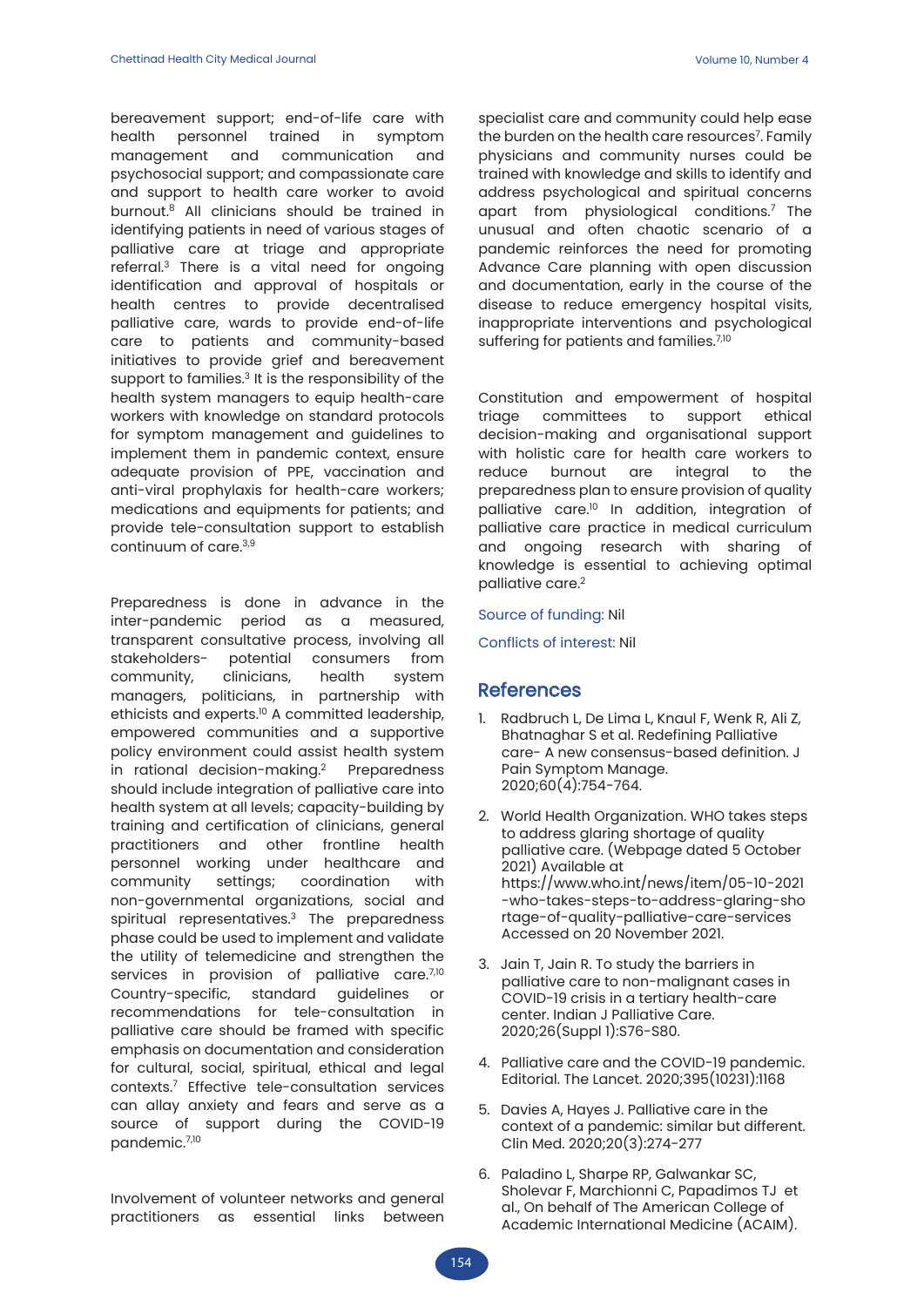bereavement support; end-of-life care with health personnel trained in symptom management and communication and psychosocial support; and compassionate care and support to health care worker to avoid burnout.[8] All clinicians should be trained in identifying patients in need of various stages of palliative care at triage and appropriate referral.[3] There is a vital need for ongoing identification and approval of hospitals or health centres to provide decentralised palliative care, wards to provide end-of-life care to patients and community-based initiatives to provide grief and bereavement support to families.[3] It is the responsibility of the health system managers to equip health-care workers with knowledge on standard protocols for symptom management and guidelines to implement them in pandemic context, ensure adequate provision of PPE, vaccination and anti-viral prophylaxis for health-care workers; medications and equipments for patients; and provide tele-consultation support to establish continuum of care.[3,9]

Preparedness is done in advance in the inter-pandemic period as a measured, transparent consultative process, involving all stakeholders- potential consumers from community, clinicians, health system managers, politicians, in partnership with ethicists and experts.[10] A committed leadership, empowered communities and a supportive policy environment could assist health system in rational decision-making.[2] Preparedness should include integration of palliative care into health system at all levels; capacity-building by training and certification of clinicians, general practitioners and other frontline health personnel working under healthcare and community settings; coordination with non-governmental organizations, social and spiritual representatives.[3] The preparedness phase could be used to implement and validate the utility of telemedicine and strengthen the services in provision of palliative care.[7,10] Country-specific, standard guidelines or recommendations for tele-consultation in palliative care should be framed with specific emphasis on documentation and consideration for cultural, social, spiritual, ethical and legal contexts.[7] Effective tele-consultation services can allay anxiety and fears and serve as a source of support during the COVID-19 pandemic.[7,10]

Involvement of volunteer networks and general practitioners as essential links between specialist care and community could help ease the burden on the health care resources[7]. Family physicians and community nurses could be trained with knowledge and skills to identify and address psychological and spiritual concerns apart from physiological conditions.[7] The unusual and often chaotic scenario of a pandemic reinforces the need for promoting Advance Care planning with open discussion and documentation, early in the course of the disease to reduce emergency hospital visits, inappropriate interventions and psychological suffering for patients and families.[7,10]

Constitution and empowerment of hospital triage committees to support ethical decision-making and organisational support with holistic care for health care workers to reduce burnout are integral to the preparedness plan to ensure provision of quality palliative care.[10] In addition, integration of palliative care practice in medical curriculum and ongoing research with sharing of knowledge is essential to achieving optimal palliative care.[2]

Source of funding: Nil

Conflicts of interest: Nil

## References

1. Radbruch L, De Lima L, Knaul F, Wenk R, Ali Z, Bhatnaghar S et al. Redefining Palliative care- A new consensus-based definition. J Pain Symptom Manage. 2020;60(4):754-764.

2. World Health Organization. WHO takes steps to address glaring shortage of quality palliative care. (Webpage dated 5 October 2021) Available at https://www.who.int/news/item/05-10-2021-who-takes-steps-to-address-glaring-shortage-of-quality-palliative-care-services Accessed on 20 November 2021.

3. Jain T, Jain R. To study the barriers in palliative care to non-malignant cases in COVID-19 crisis in a tertiary health-care center. Indian J Palliative Care. 2020;26(Suppl 1):S76-S80.

4. Palliative care and the COVID-19 pandemic. Editorial. The Lancet. 2020;395(10231):1168

5. Davies A, Hayes J. Palliative care in the context of a pandemic: similar but different. Clin Med. 2020;20(3):274-277

6. Paladino L, Sharpe RP, Galwankar SC, Sholevar F, Marchionni C, Papadimos TJ et al., On behalf of The American College of Academic International Medicine (ACAIM).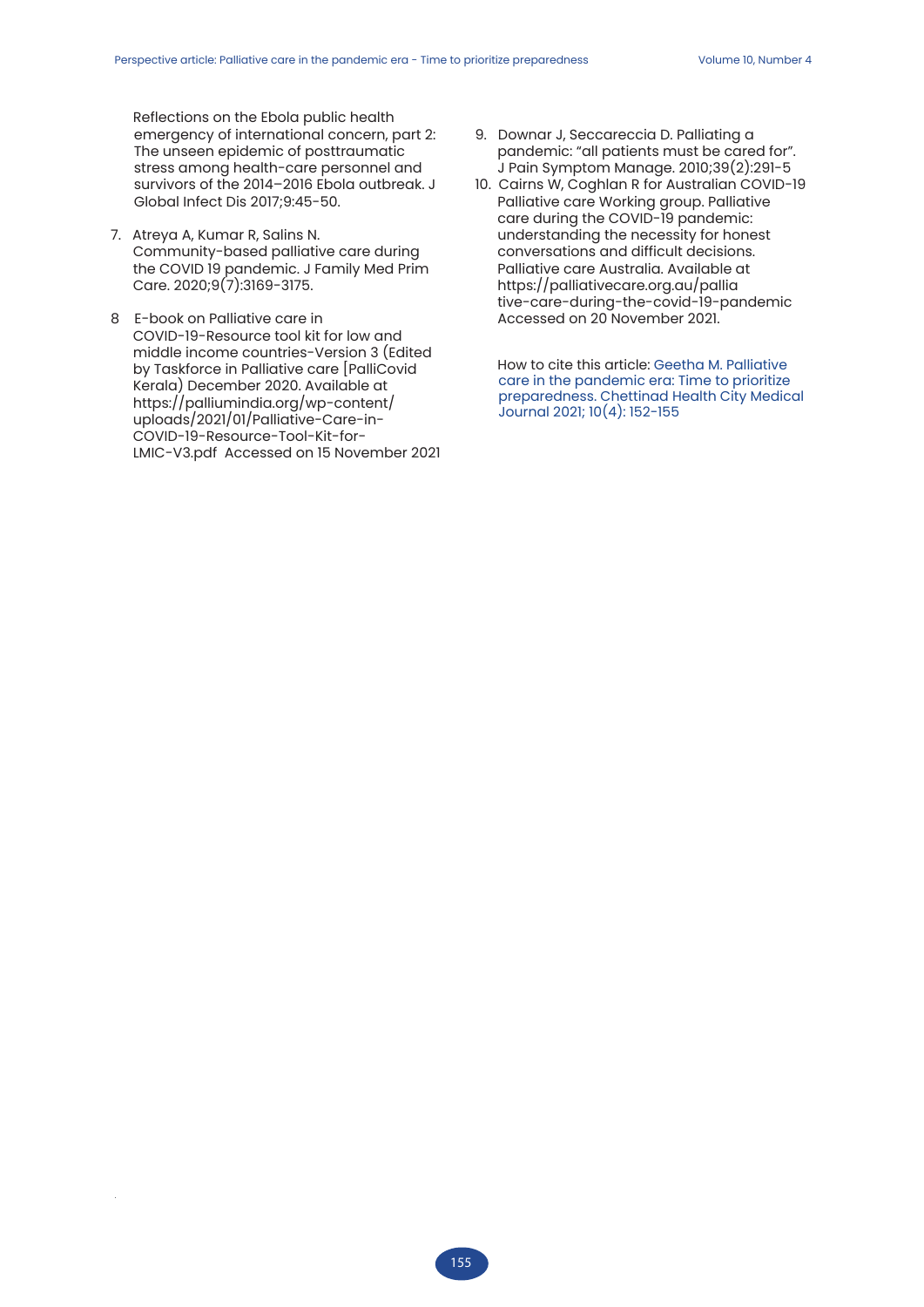Reflections on the Ebola public health emergency of international concern, part 2: The unseen epidemic of posttraumatic stress among health-care personnel and survivors of the 2014–2016 Ebola outbreak. J Global Infect Dis 2017;9:45-50.

7. Atreya A, Kumar R, Salins N. Community-based palliative care during the COVID 19 pandemic. J Family Med Prim Care. 2020;9(7):3169-3175.

8 E-book on Palliative care in COVID-19-Resource tool kit for low and middle income countries-Version 3 (Edited by Taskforce in Palliative care [PalliCovid Kerala) December 2020. Available at https://palliumindia.org/wp-content/uploads/2021/01/Palliative-Care-in-COVID-19-Resource-Tool-Kit-for-LMIC-V3.pdf Accessed on 15 November 2021

9. Downar J, Seccareccia D. Palliating a pandemic: "all patients must be cared for". J Pain Symptom Manage. 2010;39(2):291-5

10. Cairns W, Coghlan R for Australian COVID-19 Palliative care Working group. Palliative care during the COVID-19 pandemic: understanding the necessity for honest conversations and difficult decisions. Palliative care Australia. Available at https://palliativecare.org.au/palliative-care-during-the-covid-19-pandemic Accessed on 20 November 2021.

How to cite this article: Geetha M. Palliative care in the pandemic era: Time to prioritize preparedness. Chettinad Health City Medical Journal 2021; 10(4): 152-155